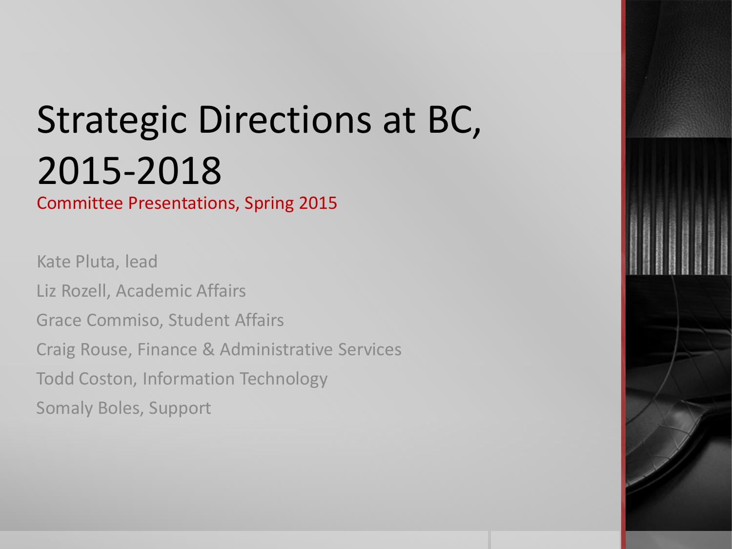# Strategic Directions at BC, 2015-2018

Committee Presentations, Spring 2015

Kate Pluta, lead

Liz Rozell, Academic Affairs

Grace Commiso, Student Affairs

Craig Rouse, Finance & Administrative Services

Todd Coston, Information Technology

Somaly Boles, Support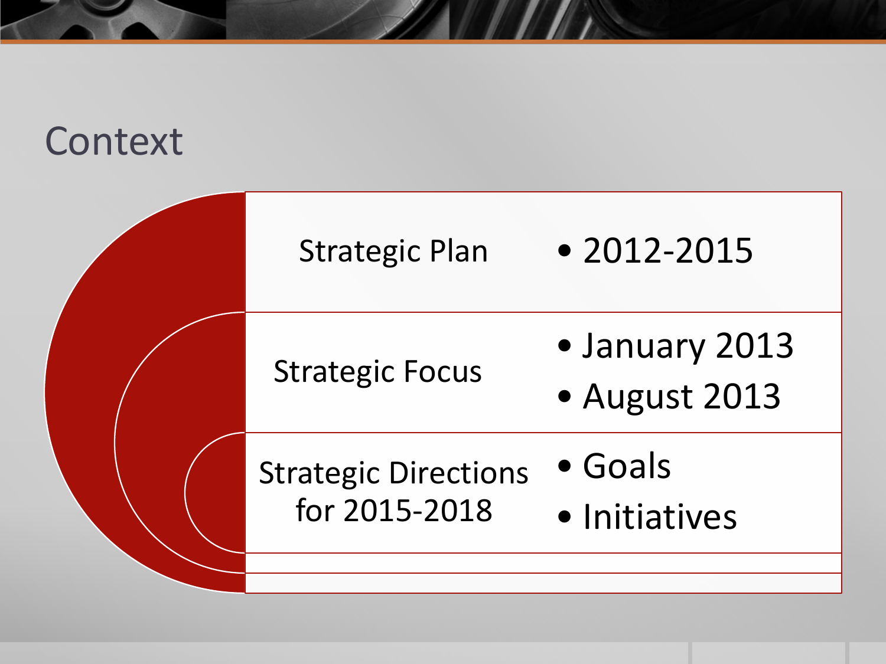# Context

| | |
|---|---|
| Strategic Plan | • 2012-2015 |
| Strategic Focus | • January 2013<br>• August 2013 |
| Strategic Directions for 2015-2018 | • Goals<br>• Initiatives |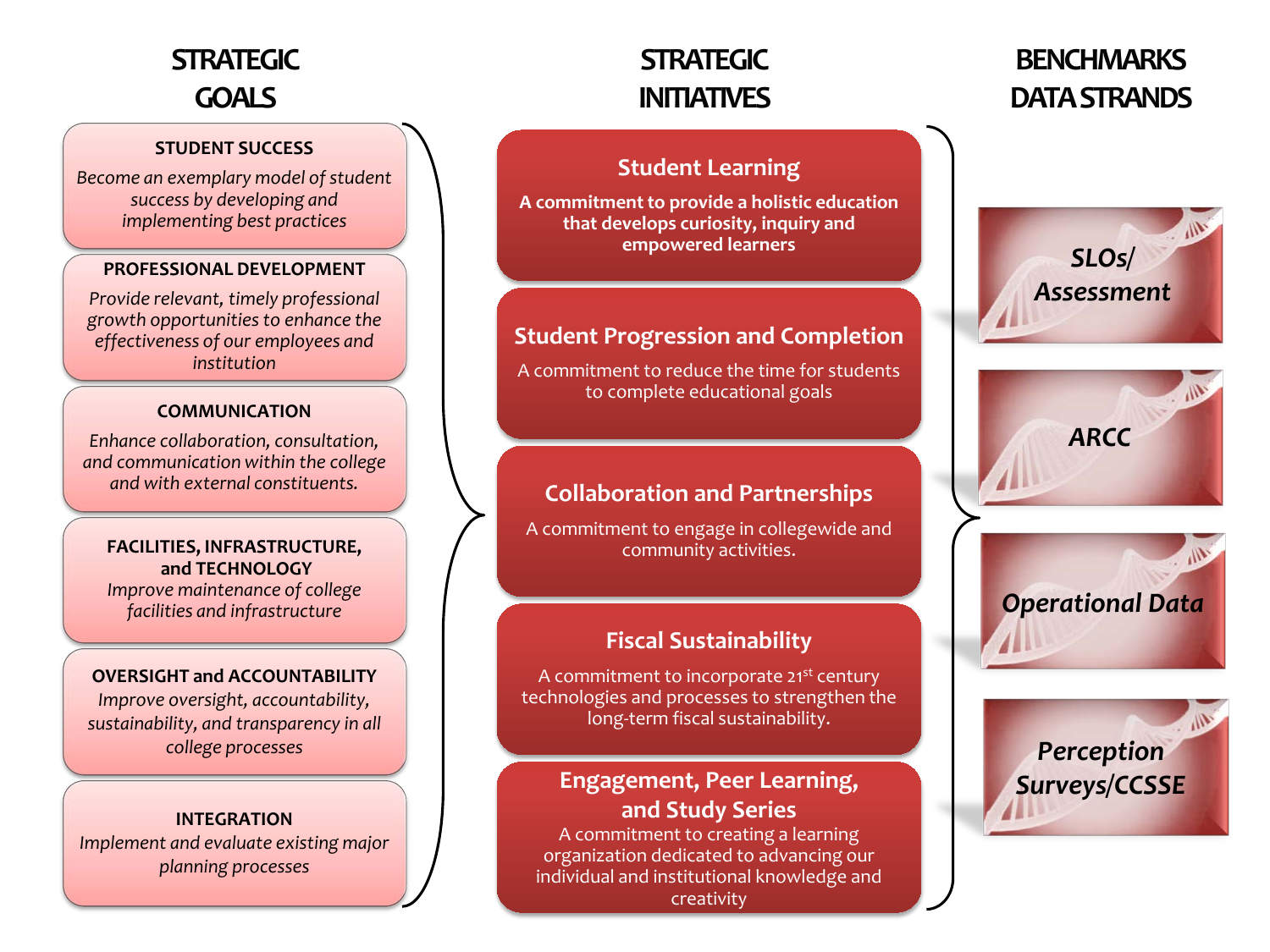## STRATEGIC GOALS

**STUDENT SUCCESS**
*Become an exemplary model of student success by developing and implementing best practices*

**PROFESSIONAL DEVELOPMENT**
*Provide relevant, timely professional growth opportunities to enhance the effectiveness of our employees and institution*

**COMMUNICATION**
*Enhance collaboration, consultation, and communication within the college and with external constituents.*

**FACILITIES, INFRASTRUCTURE, and TECHNOLOGY**
*Improve maintenance of college facilities and infrastructure*

**OVERSIGHT and ACCOUNTABILITY**
*Improve oversight, accountability, sustainability, and transparency in all college processes*

**INTEGRATION**
*Implement and evaluate existing major planning processes*

## STRATEGIC INITIATIVES

**Student Learning**
**A commitment to provide a holistic education that develops curiosity, inquiry and empowered learners**

**Student Progression and Completion**
A commitment to reduce the time for students to complete educational goals

**Collaboration and Partnerships**
A commitment to engage in collegewide and community activities.

**Fiscal Sustainability**
A commitment to incorporate 21st century technologies and processes to strengthen the long-term fiscal sustainability.

**Engagement, Peer Learning, and Study Series**
A commitment to creating a learning organization dedicated to advancing our individual and institutional knowledge and creativity

## BENCHMARKS DATA STRANDS

- ***SLOs/ Assessment***
- ***ARCC***
- ***Operational Data***
- ***Perception Surveys/CCSSE***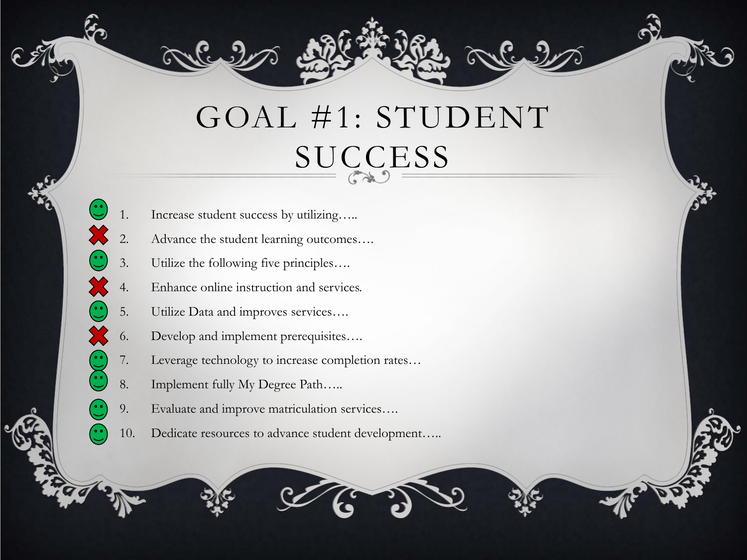# GOAL #1: STUDENT SUCCESS

1. ☺ Increase student success by utilizing…..
2. ✖ Advance the student learning outcomes….
3. ☺ Utilize the following five principles….
4. ✖ Enhance online instruction and services.
5. ☺ Utilize Data and improves services….
6. ✖ Develop and implement prerequisites….
7. ☺ Leverage technology to increase completion rates…
8. ☺ Implement fully My Degree Path…..
9. ☺ Evaluate and improve matriculation services….
10. ☺ Dedicate resources to advance student development…..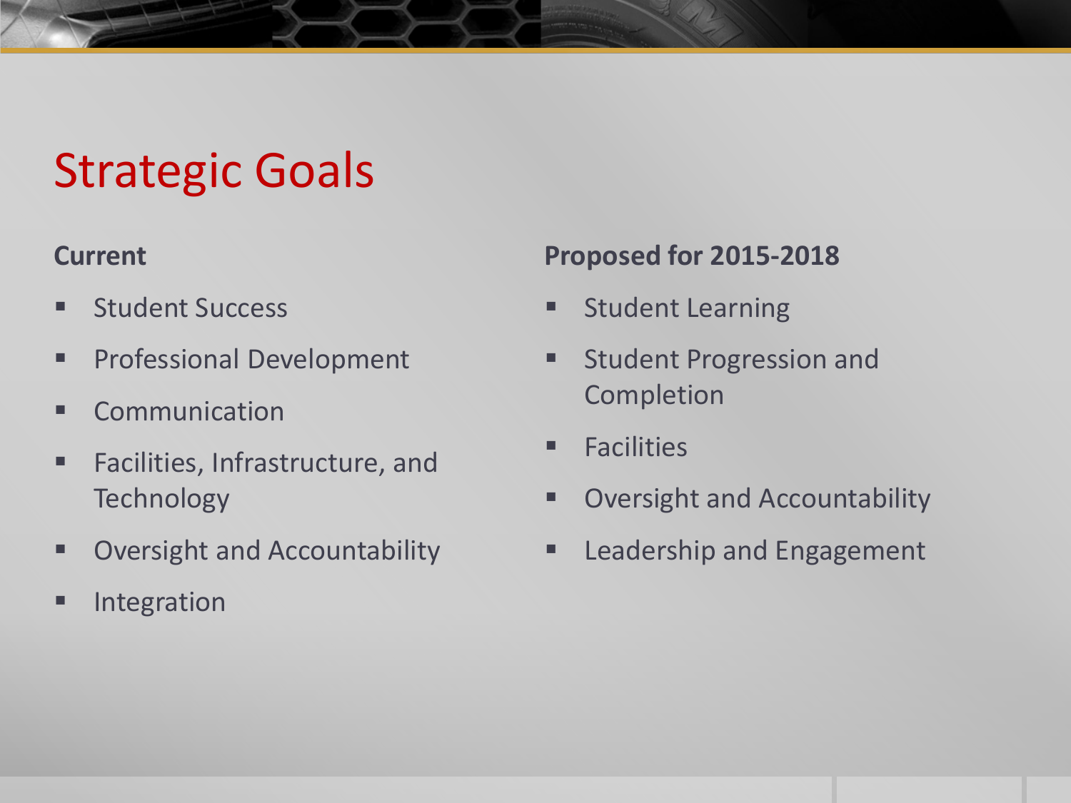# Strategic Goals

**Current**

- Student Success
- Professional Development
- Communication
- Facilities, Infrastructure, and Technology
- Oversight and Accountability
- Integration

**Proposed for 2015-2018**

- Student Learning
- Student Progression and Completion
- Facilities
- Oversight and Accountability
- Leadership and Engagement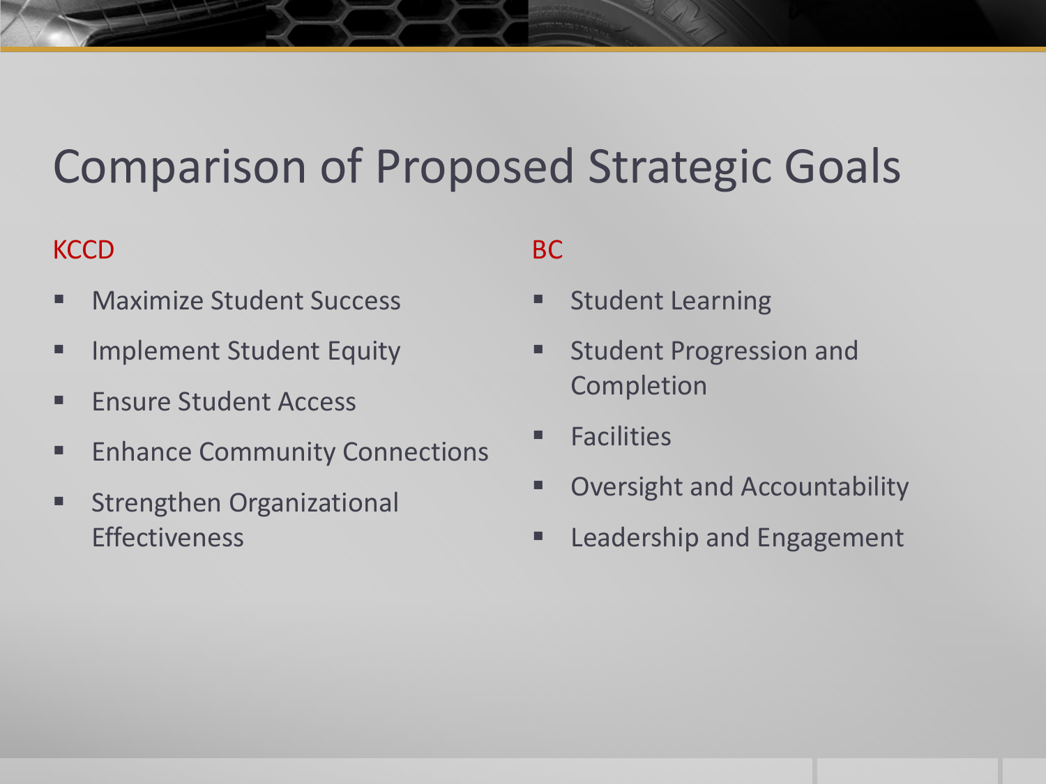# Comparison of Proposed Strategic Goals

KCCD

- Maximize Student Success
- Implement Student Equity
- Ensure Student Access
- Enhance Community Connections
- Strengthen Organizational Effectiveness

BC

- Student Learning
- Student Progression and Completion
- Facilities
- Oversight and Accountability
- Leadership and Engagement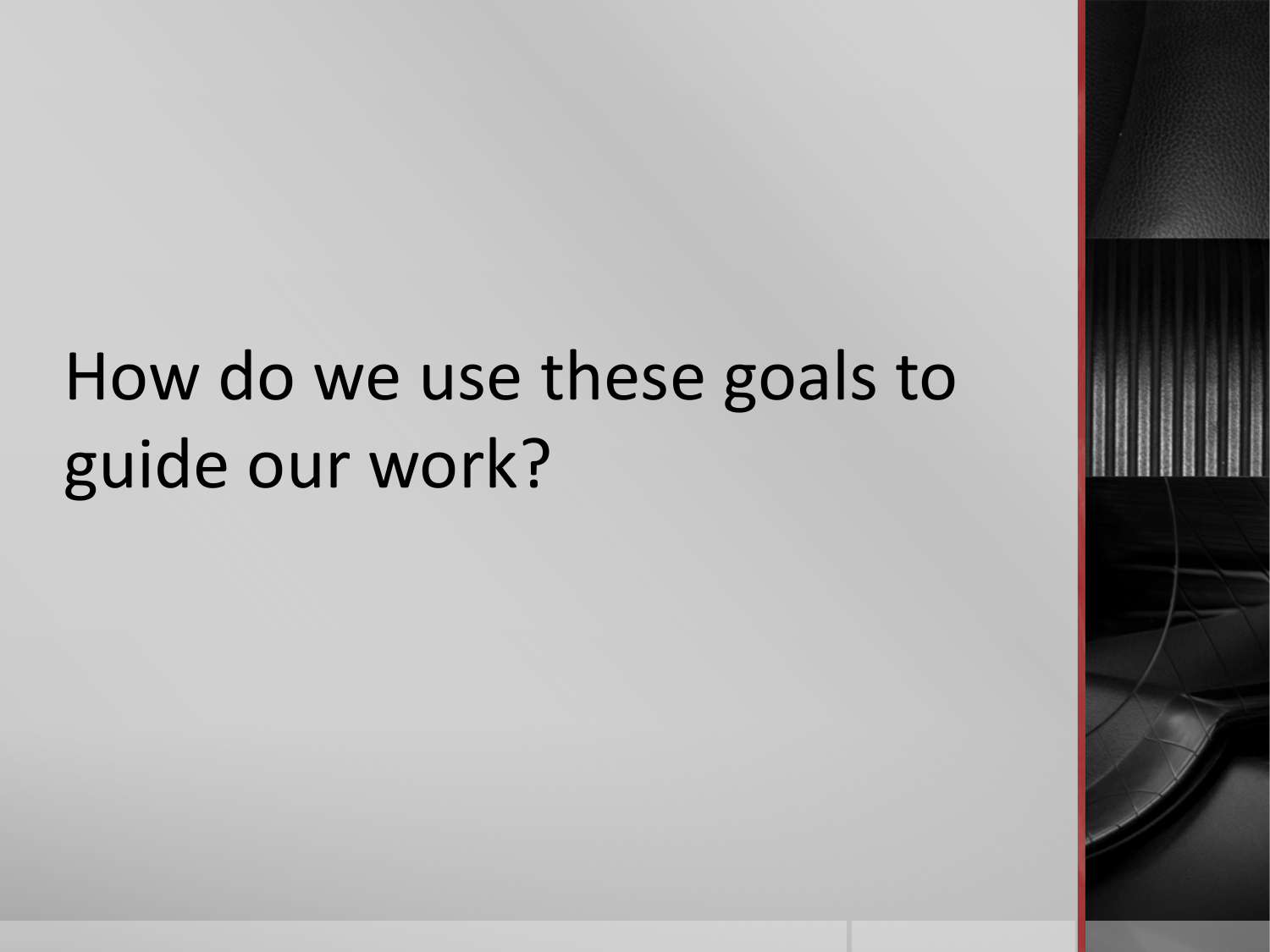# How do we use these goals to guide our work?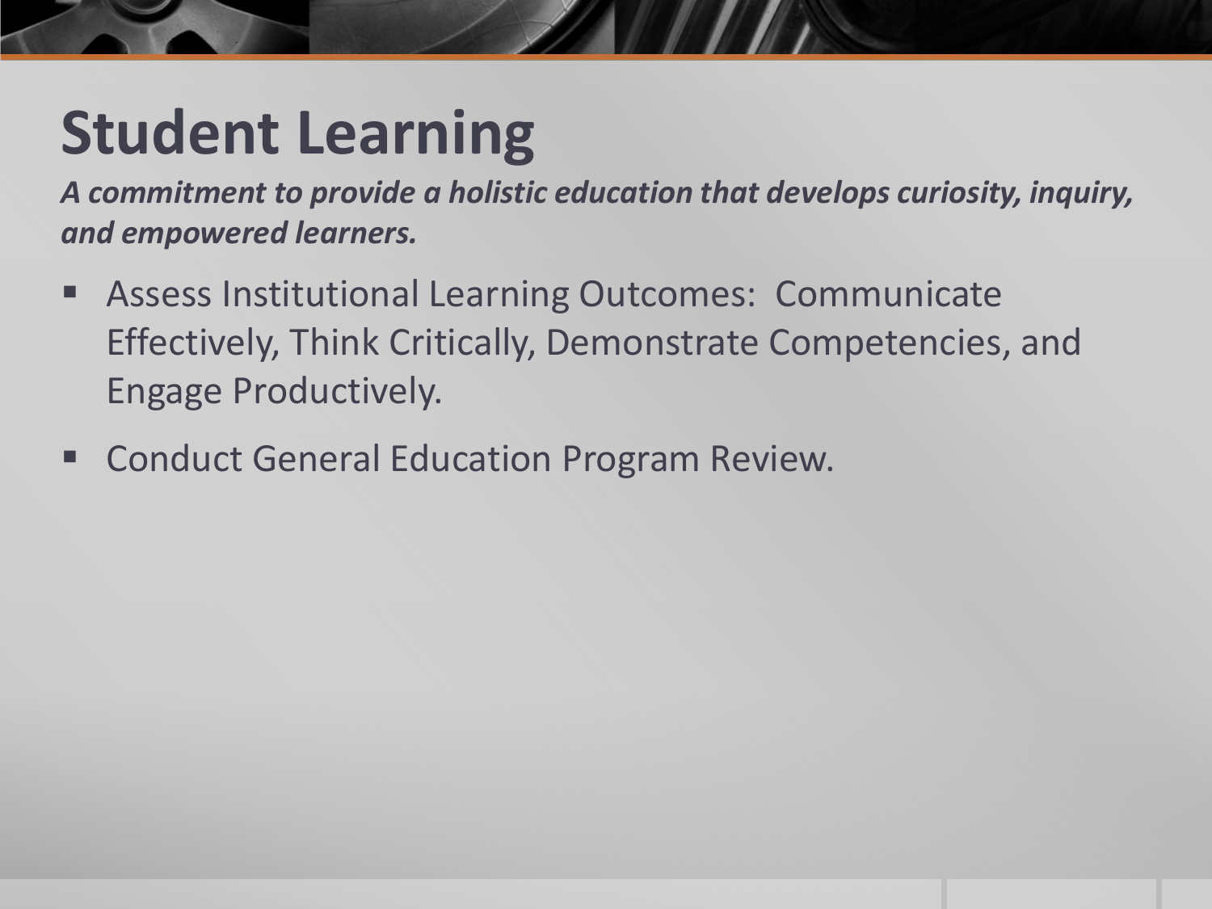# Student Learning

***A commitment to provide a holistic education that develops curiosity, inquiry, and empowered learners.***

- Assess Institutional Learning Outcomes:  Communicate Effectively, Think Critically, Demonstrate Competencies, and Engage Productively.
- Conduct General Education Program Review.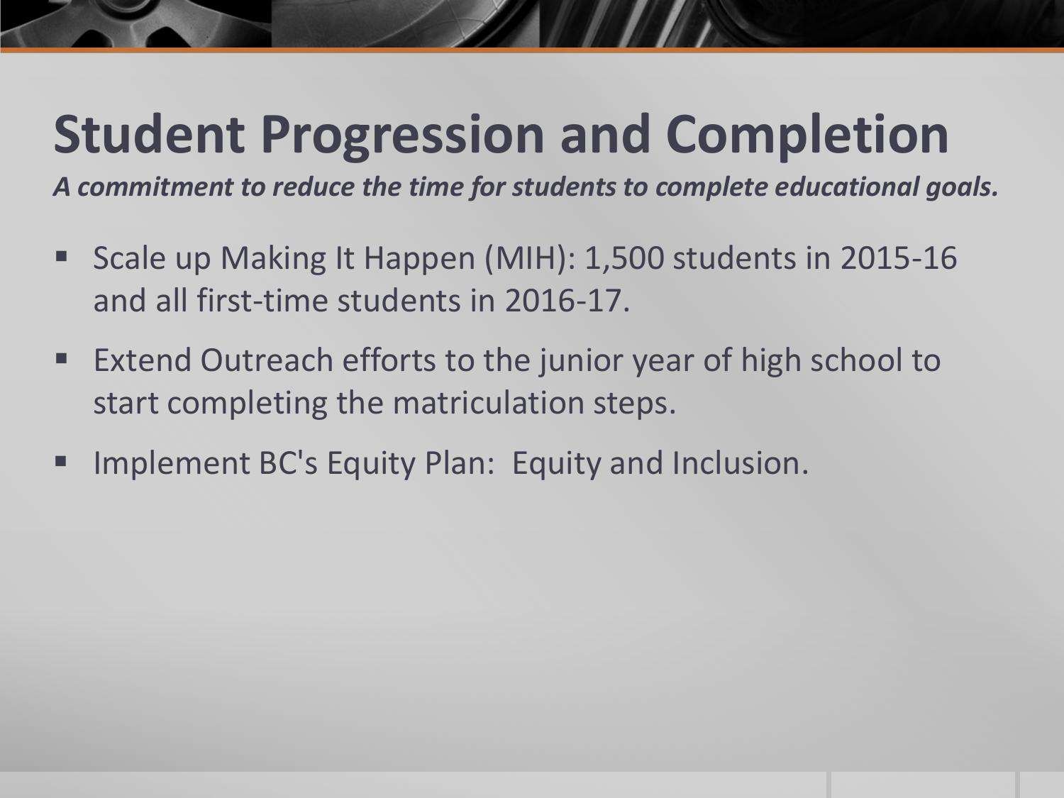# Student Progression and Completion

***A commitment to reduce the time for students to complete educational goals.***

- Scale up Making It Happen (MIH): 1,500 students in 2015-16 and all first-time students in 2016-17.
- Extend Outreach efforts to the junior year of high school to start completing the matriculation steps.
- Implement BC's Equity Plan:  Equity and Inclusion.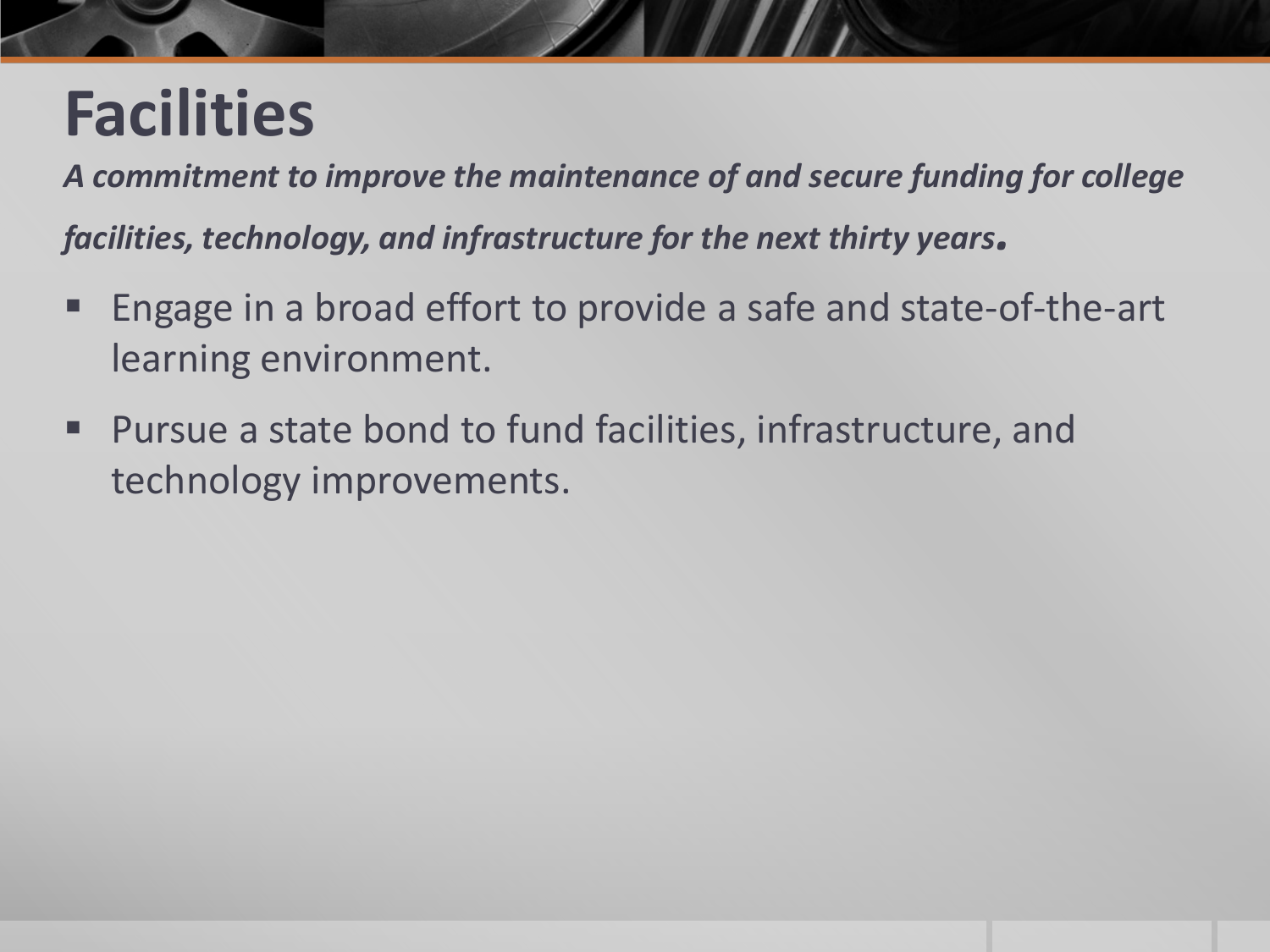# Facilities

***A commitment to improve the maintenance of and secure funding for college facilities, technology, and infrastructure for the next thirty years.***

- Engage in a broad effort to provide a safe and state-of-the-art learning environment.
- Pursue a state bond to fund facilities, infrastructure, and technology improvements.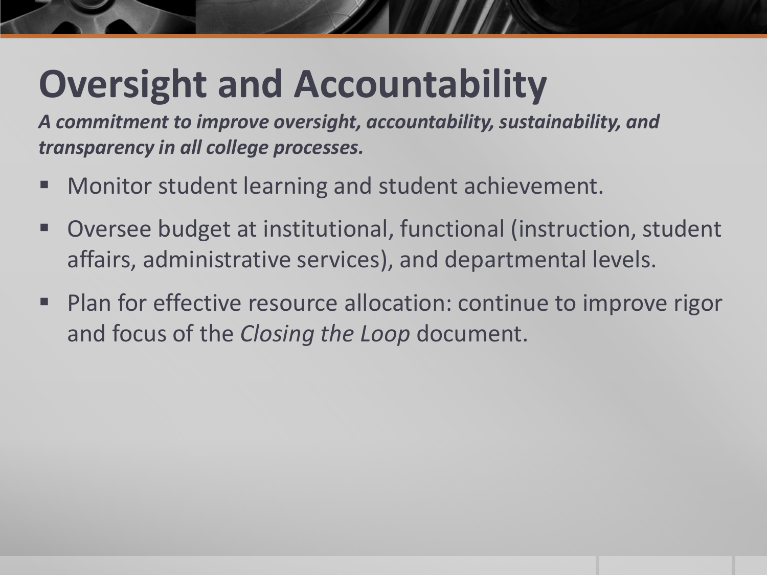# Oversight and Accountability

***A commitment to improve oversight, accountability, sustainability, and transparency in all college processes.***

- Monitor student learning and student achievement.
- Oversee budget at institutional, functional (instruction, student affairs, administrative services), and departmental levels.
- Plan for effective resource allocation: continue to improve rigor and focus of the *Closing the Loop* document.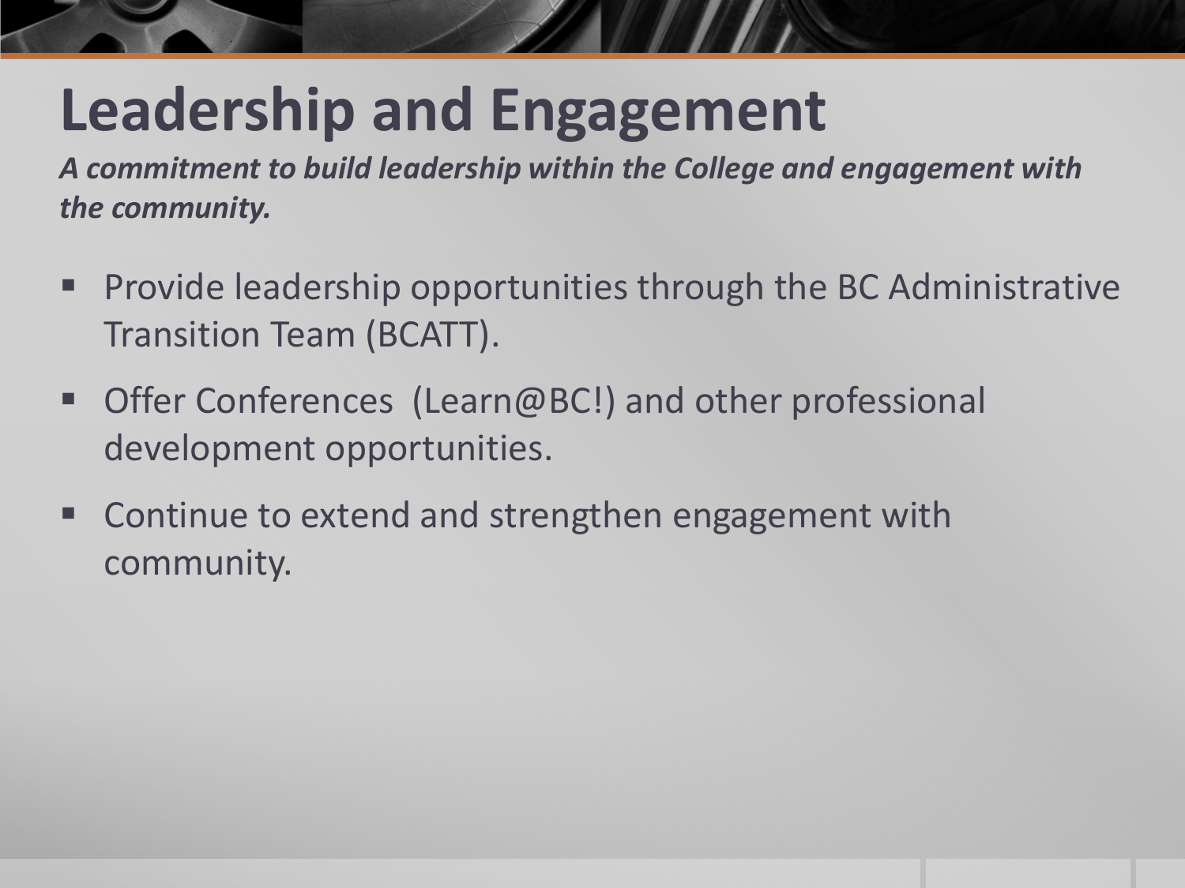# Leadership and Engagement

***A commitment to build leadership within the College and engagement with the community.***

- Provide leadership opportunities through the BC Administrative Transition Team (BCATT).
- Offer Conferences  (Learn@BC!) and other professional development opportunities.
- Continue to extend and strengthen engagement with community.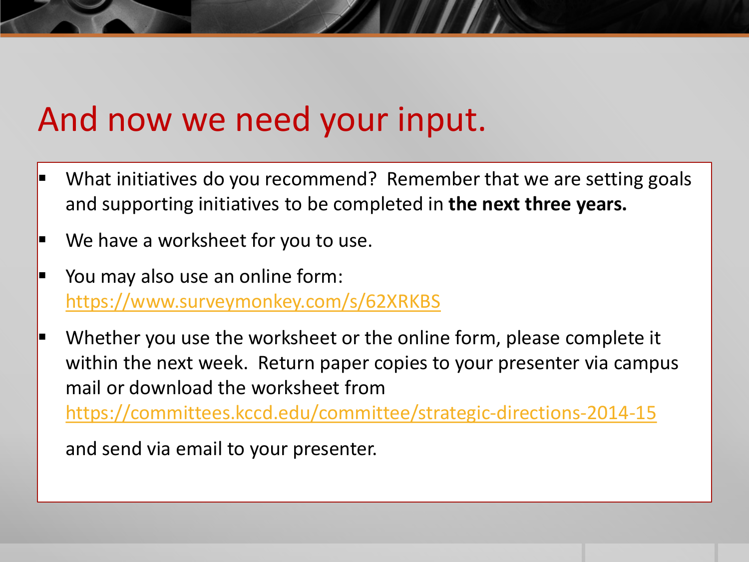# And now we need your input.

- What initiatives do you recommend? Remember that we are setting goals and supporting initiatives to be completed in **the next three years.**
- We have a worksheet for you to use.
- You may also use an online form: https://www.surveymonkey.com/s/62XRKBS
- Whether you use the worksheet or the online form, please complete it within the next week. Return paper copies to your presenter via campus mail or download the worksheet from https://committees.kccd.edu/committee/strategic-directions-2014-15

  and send via email to your presenter.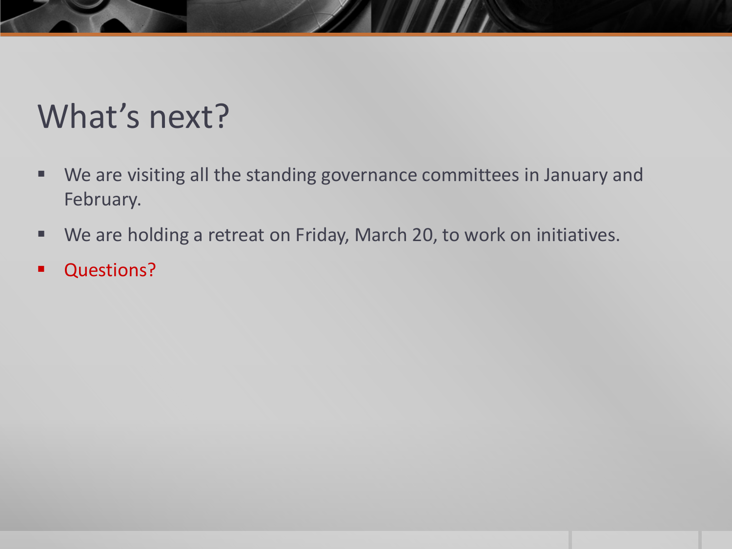# What's next?

- We are visiting all the standing governance committees in January and February.
- We are holding a retreat on Friday, March 20, to work on initiatives.
- Questions?